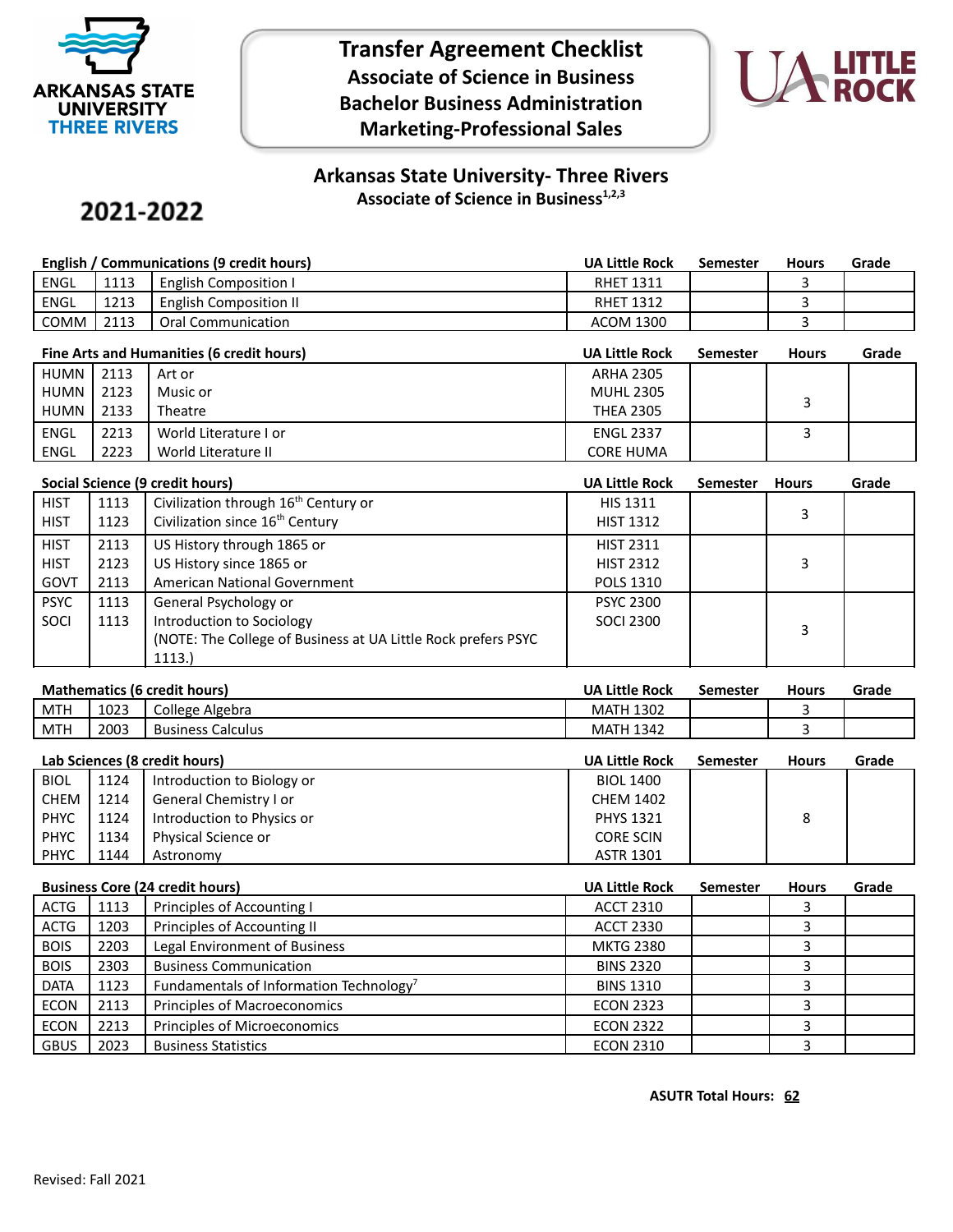ARKANSAS STATE UNIVERSITY THREE RIVERS

# Transfer Agreement Checklist
## Associate of Science in Business
## Bachelor Business Administration
## Marketing-Professional Sales

UA LITTLE ROCK

## Arkansas State University- Three Rivers
### Associate of Science in Business[1,2,3]

**2021-2022**

| English / Communications (9 credit hours) | | | UA Little Rock | Semester | Hours | Grade |
|---|---|---|---|---|---|---|
| ENGL | 1113 | English Composition I | RHET 1311 | | 3 | |
| ENGL | 1213 | English Composition II | RHET 1312 | | 3 | |
| COMM | 2113 | Oral Communication | ACOM 1300 | | 3 | |

| Fine Arts and Humanities (6 credit hours) | | | UA Little Rock | Semester | Hours | Grade |
|---|---|---|---|---|---|---|
| HUMN<br>HUMN<br>HUMN | 2113<br>2123<br>2133 | Art or<br>Music or<br>Theatre | ARHA 2305<br>MUHL 2305<br>THEA 2305 | | 3 | |
| ENGL<br>ENGL | 2213<br>2223 | World Literature I or<br>World Literature II | ENGL 2337<br>CORE HUMA | | 3 | |

| Social Science (9 credit hours) | | | UA Little Rock | Semester | Hours | Grade |
|---|---|---|---|---|---|---|
| HIST<br>HIST | 1113<br>1123 | Civilization through 16th Century or<br>Civilization since 16th Century | HIS 1311<br>HIST 1312 | | 3 | |
| HIST<br>HIST<br>GOVT | 2113<br>2123<br>2113 | US History through 1865 or<br>US History since 1865 or<br>American National Government | HIST 2311<br>HIST 2312<br>POLS 1310 | | 3 | |
| PSYC<br>SOCI | 1113<br>1113 | General Psychology or<br>Introduction to Sociology<br>(NOTE: The College of Business at UA Little Rock prefers PSYC 1113.) | PSYC 2300<br>SOCI 2300 | | 3 | |

| Mathematics (6 credit hours) | | | UA Little Rock | Semester | Hours | Grade |
|---|---|---|---|---|---|---|
| MTH | 1023 | College Algebra | MATH 1302 | | 3 | |
| MTH | 2003 | Business Calculus | MATH 1342 | | 3 | |

| Lab Sciences (8 credit hours) | | | UA Little Rock | Semester | Hours | Grade |
|---|---|---|---|---|---|---|
| BIOL<br>CHEM<br>PHYC<br>PHYC<br>PHYC | 1124<br>1214<br>1124<br>1134<br>1144 | Introduction to Biology or<br>General Chemistry I or<br>Introduction to Physics or<br>Physical Science or<br>Astronomy | BIOL 1400<br>CHEM 1402<br>PHYS 1321<br>CORE SCIN<br>ASTR 1301 | | 8 | |

| Business Core (24 credit hours) | | | UA Little Rock | Semester | Hours | Grade |
|---|---|---|---|---|---|---|
| ACTG | 1113 | Principles of Accounting I | ACCT 2310 | | 3 | |
| ACTG | 1203 | Principles of Accounting II | ACCT 2330 | | 3 | |
| BOIS | 2203 | Legal Environment of Business | MKTG 2380 | | 3 | |
| BOIS | 2303 | Business Communication | BINS 2320 | | 3 | |
| DATA | 1123 | Fundamentals of Information Technology[7] | BINS 1310 | | 3 | |
| ECON | 2113 | Principles of Macroeconomics | ECON 2323 | | 3 | |
| ECON | 2213 | Principles of Microeconomics | ECON 2322 | | 3 | |
| GBUS | 2023 | Business Statistics | ECON 2310 | | 3 | |

**ASUTR Total Hours: 62**

Revised: Fall 2021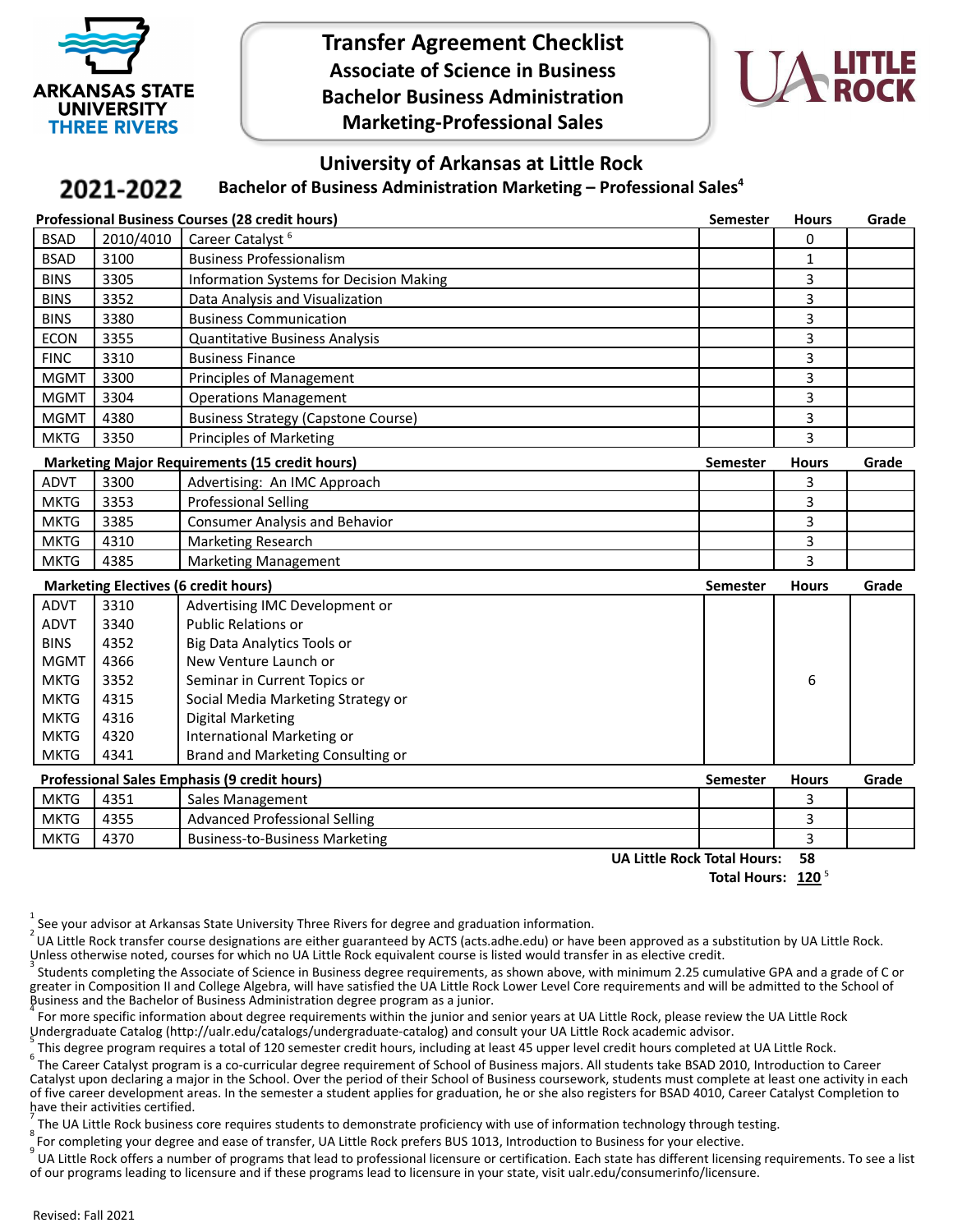# Transfer Agreement Checklist
## Associate of Science in Business
## Bachelor Business Administration
## Marketing-Professional Sales

ARKANSAS STATE UNIVERSITY THREE RIVERS

UA LITTLE ROCK

## University of Arkansas at Little Rock

**2021-2022** **Bachelor of Business Administration Marketing – Professional Sales[4]**

| Professional Business Courses (28 credit hours) | | | Semester | Hours | Grade |
|---|---|---|---|---|---|
| BSAD | 2010/4010 | Career Catalyst [6] | | 0 | |
| BSAD | 3100 | Business Professionalism | | 1 | |
| BINS | 3305 | Information Systems for Decision Making | | 3 | |
| BINS | 3352 | Data Analysis and Visualization | | 3 | |
| BINS | 3380 | Business Communication | | 3 | |
| ECON | 3355 | Quantitative Business Analysis | | 3 | |
| FINC | 3310 | Business Finance | | 3 | |
| MGMT | 3300 | Principles of Management | | 3 | |
| MGMT | 3304 | Operations Management | | 3 | |
| MGMT | 4380 | Business Strategy (Capstone Course) | | 3 | |
| MKTG | 3350 | Principles of Marketing | | 3 | |

| Marketing Major Requirements (15 credit hours) | | | Semester | Hours | Grade |
|---|---|---|---|---|---|
| ADVT | 3300 | Advertising: An IMC Approach | | 3 | |
| MKTG | 3353 | Professional Selling | | 3 | |
| MKTG | 3385 | Consumer Analysis and Behavior | | 3 | |
| MKTG | 4310 | Marketing Research | | 3 | |
| MKTG | 4385 | Marketing Management | | 3 | |

| Marketing Electives (6 credit hours) | | | Semester | Hours | Grade |
|---|---|---|---|---|---|
| ADVT | 3310 | Advertising IMC Development or | | | |
| ADVT | 3340 | Public Relations or | | | |
| BINS | 4352 | Big Data Analytics Tools or | | | |
| MGMT | 4366 | New Venture Launch or | | | |
| MKTG | 3352 | Seminar in Current Topics or | | 6 | |
| MKTG | 4315 | Social Media Marketing Strategy or | | | |
| MKTG | 4316 | Digital Marketing | | | |
| MKTG | 4320 | International Marketing or | | | |
| MKTG | 4341 | Brand and Marketing Consulting or | | | |

| Professional Sales Emphasis (9 credit hours) | | | Semester | Hours | Grade |
|---|---|---|---|---|---|
| MKTG | 4351 | Sales Management | | 3 | |
| MKTG | 4355 | Advanced Professional Selling | | 3 | |
| MKTG | 4370 | Business-to-Business Marketing | | 3 | |

**UA Little Rock Total Hours: 58**

**Total Hours: 120** [5]

[1] See your advisor at Arkansas State University Three Rivers for degree and graduation information.

[2] UA Little Rock transfer course designations are either guaranteed by ACTS (acts.adhe.edu) or have been approved as a substitution by UA Little Rock. Unless otherwise noted, courses for which no UA Little Rock equivalent course is listed would transfer in as elective credit.

[3] Students completing the Associate of Science in Business degree requirements, as shown above, with minimum 2.25 cumulative GPA and a grade of C or greater in Composition II and College Algebra, will have satisfied the UA Little Rock Lower Level Core requirements and will be admitted to the School of Business and the Bachelor of Business Administration degree program as a junior.

[4] For more specific information about degree requirements within the junior and senior years at UA Little Rock, please review the UA Little Rock Undergraduate Catalog (http://ualr.edu/catalogs/undergraduate-catalog) and consult your UA Little Rock academic advisor.

[5] This degree program requires a total of 120 semester credit hours, including at least 45 upper level credit hours completed at UA Little Rock.

[6] The Career Catalyst program is a co-curricular degree requirement of School of Business majors. All students take BSAD 2010, Introduction to Career Catalyst upon declaring a major in the School. Over the period of their School of Business coursework, students must complete at least one activity in each of five career development areas. In the semester a student applies for graduation, he or she also registers for BSAD 4010, Career Catalyst Completion to have their activities certified.

[7] The UA Little Rock business core requires students to demonstrate proficiency with use of information technology through testing.

[8] For completing your degree and ease of transfer, UA Little Rock prefers BUS 1013, Introduction to Business for your elective.

[9] UA Little Rock offers a number of programs that lead to professional licensure or certification. Each state has different licensing requirements. To see a list of our programs leading to licensure and if these programs lead to licensure in your state, visit ualr.edu/consumerinfo/licensure.

Revised: Fall 2021